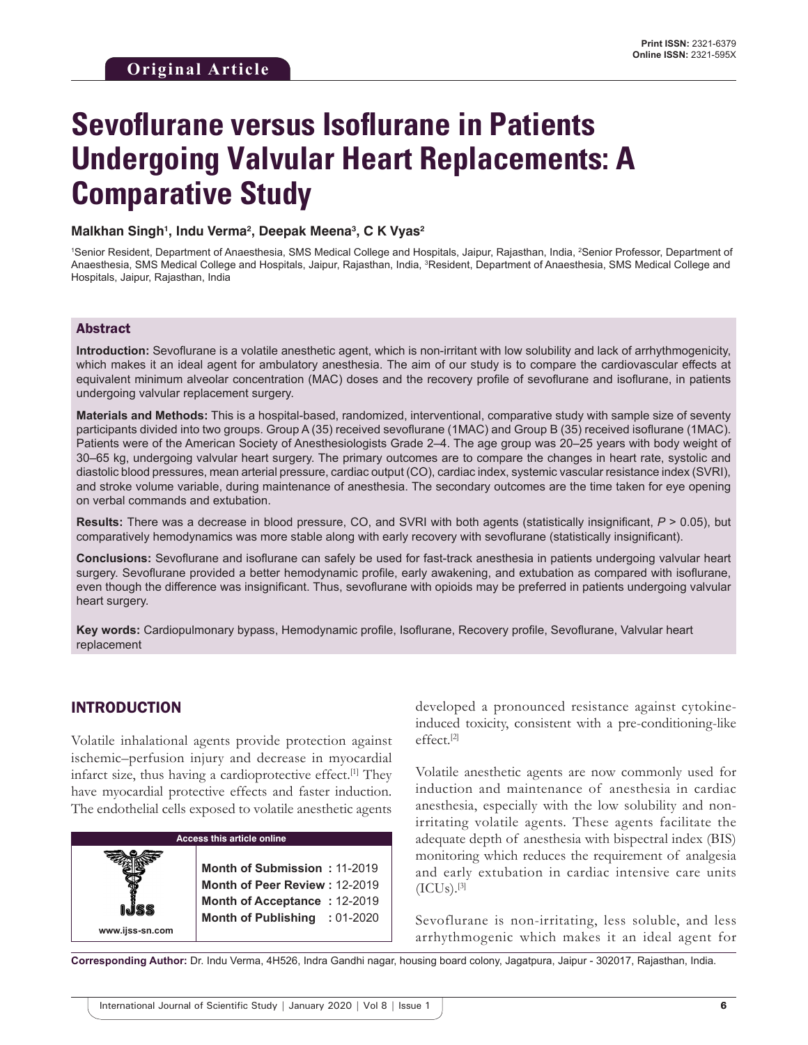Original Article

# Sevoflurane versus Isoflurane in Patients Undergoing Valvular Heart Replacements: A Comparative Study

**Malkhan Singh[1], Indu Verma[2], Deepak Meena[3], C K Vyas[2]**

[1]Senior Resident, Department of Anaesthesia, SMS Medical College and Hospitals, Jaipur, Rajasthan, India, [2]Senior Professor, Department of Anaesthesia, SMS Medical College and Hospitals, Jaipur, Rajasthan, India, [3]Resident, Department of Anaesthesia, SMS Medical College and Hospitals, Jaipur, Rajasthan, India

## Abstract

**Introduction:** Sevoflurane is a volatile anesthetic agent, which is non-irritant with low solubility and lack of arrhythmogenicity, which makes it an ideal agent for ambulatory anesthesia. The aim of our study is to compare the cardiovascular effects at equivalent minimum alveolar concentration (MAC) doses and the recovery profile of sevoflurane and isoflurane, in patients undergoing valvular replacement surgery.

**Materials and Methods:** This is a hospital-based, randomized, interventional, comparative study with sample size of seventy participants divided into two groups. Group A (35) received sevoflurane (1MAC) and Group B (35) received isoflurane (1MAC). Patients were of the American Society of Anesthesiologists Grade 2–4. The age group was 20–25 years with body weight of 30–65 kg, undergoing valvular heart surgery. The primary outcomes are to compare the changes in heart rate, systolic and diastolic blood pressures, mean arterial pressure, cardiac output (CO), cardiac index, systemic vascular resistance index (SVRI), and stroke volume variable, during maintenance of anesthesia. The secondary outcomes are the time taken for eye opening on verbal commands and extubation.

**Results:** There was a decrease in blood pressure, CO, and SVRI with both agents (statistically insignificant, $P > 0.05$), but comparatively hemodynamics was more stable along with early recovery with sevoflurane (statistically insignificant).

**Conclusions:** Sevoflurane and isoflurane can safely be used for fast-track anesthesia in patients undergoing valvular heart surgery. Sevoflurane provided a better hemodynamic profile, early awakening, and extubation as compared with isoflurane, even though the difference was insignificant. Thus, sevoflurane with opioids may be preferred in patients undergoing valvular heart surgery.

**Key words:** Cardiopulmonary bypass, Hemodynamic profile, Isoflurane, Recovery profile, Sevoflurane, Valvular heart replacement

## INTRODUCTION

Volatile inhalational agents provide protection against ischemic–perfusion injury and decrease in myocardial infarct size, thus having a cardioprotective effect.[1] They have myocardial protective effects and faster induction. The endothelial cells exposed to volatile anesthetic agents developed a pronounced resistance against cytokine-induced toxicity, consistent with a pre-conditioning-like effect.[2]

| Access this article online | |
|---|---|
| www.ijss-sn.com | **Month of Submission :** 11-2019 |
| | **Month of Peer Review :** 12-2019 |
| | **Month of Acceptance :** 12-2019 |
| | **Month of Publishing :** 01-2020 |

Volatile anesthetic agents are now commonly used for induction and maintenance of anesthesia in cardiac anesthesia, especially with the low solubility and non-irritating volatile agents. These agents facilitate the adequate depth of anesthesia with bispectral index (BIS) monitoring which reduces the requirement of analgesia and early extubation in cardiac intensive care units (ICUs).[3]

Sevoflurane is non-irritating, less soluble, and less arrhythmogenic which makes it an ideal agent for

**Corresponding Author:** Dr. Indu Verma, 4H526, Indra Gandhi nagar, housing board colony, Jagatpura, Jaipur - 302017, Rajasthan, India.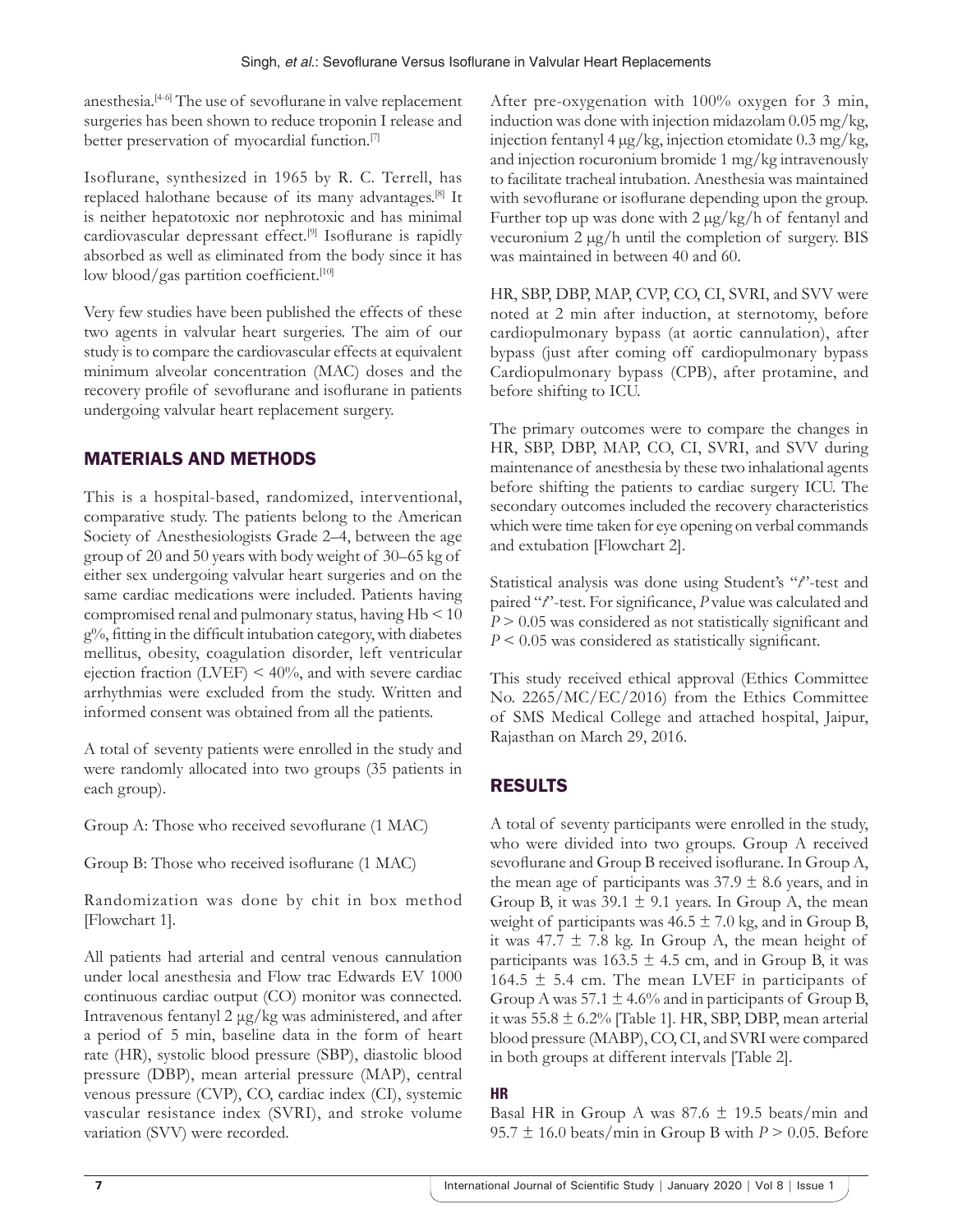anesthesia.[4-6] The use of sevoflurane in valve replacement surgeries has been shown to reduce troponin I release and better preservation of myocardial function.[7]

Isoflurane, synthesized in 1965 by R. C. Terrell, has replaced halothane because of its many advantages.[8] It is neither hepatotoxic nor nephrotoxic and has minimal cardiovascular depressant effect.[9] Isoflurane is rapidly absorbed as well as eliminated from the body since it has low blood/gas partition coefficient.[10]

Very few studies have been published the effects of these two agents in valvular heart surgeries. The aim of our study is to compare the cardiovascular effects at equivalent minimum alveolar concentration (MAC) doses and the recovery profile of sevoflurane and isoflurane in patients undergoing valvular heart replacement surgery.

## MATERIALS AND METHODS

This is a hospital-based, randomized, interventional, comparative study. The patients belong to the American Society of Anesthesiologists Grade 2–4, between the age group of 20 and 50 years with body weight of 30–65 kg of either sex undergoing valvular heart surgeries and on the same cardiac medications were included. Patients having compromised renal and pulmonary status, having Hb < 10 g%, fitting in the difficult intubation category, with diabetes mellitus, obesity, coagulation disorder, left ventricular ejection fraction (LVEF) < 40%, and with severe cardiac arrhythmias were excluded from the study. Written and informed consent was obtained from all the patients.

A total of seventy patients were enrolled in the study and were randomly allocated into two groups (35 patients in each group).

Group A: Those who received sevoflurane (1 MAC)

Group B: Those who received isoflurane (1 MAC)

Randomization was done by chit in box method [Flowchart 1].

All patients had arterial and central venous cannulation under local anesthesia and Flow trac Edwards EV 1000 continuous cardiac output (CO) monitor was connected. Intravenous fentanyl 2 μg/kg was administered, and after a period of 5 min, baseline data in the form of heart rate (HR), systolic blood pressure (SBP), diastolic blood pressure (DBP), mean arterial pressure (MAP), central venous pressure (CVP), CO, cardiac index (CI), systemic vascular resistance index (SVRI), and stroke volume variation (SVV) were recorded.

After pre-oxygenation with 100% oxygen for 3 min, induction was done with injection midazolam 0.05 mg/kg, injection fentanyl 4 μg/kg, injection etomidate 0.3 mg/kg, and injection rocuronium bromide 1 mg/kg intravenously to facilitate tracheal intubation. Anesthesia was maintained with sevoflurane or isoflurane depending upon the group. Further top up was done with 2 μg/kg/h of fentanyl and vecuronium 2 μg/h until the completion of surgery. BIS was maintained in between 40 and 60.

HR, SBP, DBP, MAP, CVP, CO, CI, SVRI, and SVV were noted at 2 min after induction, at sternotomy, before cardiopulmonary bypass (at aortic cannulation), after bypass (just after coming off cardiopulmonary bypass Cardiopulmonary bypass (CPB), after protamine, and before shifting to ICU.

The primary outcomes were to compare the changes in HR, SBP, DBP, MAP, CO, CI, SVRI, and SVV during maintenance of anesthesia by these two inhalational agents before shifting the patients to cardiac surgery ICU. The secondary outcomes included the recovery characteristics which were time taken for eye opening on verbal commands and extubation [Flowchart 2].

Statistical analysis was done using Student's "*t*"-test and paired "*t*"-test. For significance, *P* value was calculated and $P > 0.05$ was considered as not statistically significant and $P < 0.05$ was considered as statistically significant.

This study received ethical approval (Ethics Committee No. 2265/MC/EC/2016) from the Ethics Committee of SMS Medical College and attached hospital, Jaipur, Rajasthan on March 29, 2016.

## RESULTS

A total of seventy participants were enrolled in the study, who were divided into two groups. Group A received sevoflurane and Group B received isoflurane. In Group A, the mean age of participants was 37.9 ± 8.6 years, and in Group B, it was 39.1 ± 9.1 years. In Group A, the mean weight of participants was 46.5 ± 7.0 kg, and in Group B, it was 47.7 ± 7.8 kg. In Group A, the mean height of participants was 163.5 ± 4.5 cm, and in Group B, it was 164.5 ± 5.4 cm. The mean LVEF in participants of Group A was 57.1 ± 4.6% and in participants of Group B, it was 55.8 ± 6.2% [Table 1]. HR, SBP, DBP, mean arterial blood pressure (MABP), CO, CI, and SVRI were compared in both groups at different intervals [Table 2].

### HR

Basal HR in Group A was 87.6 ± 19.5 beats/min and 95.7 ± 16.0 beats/min in Group B with $P > 0.05$. Before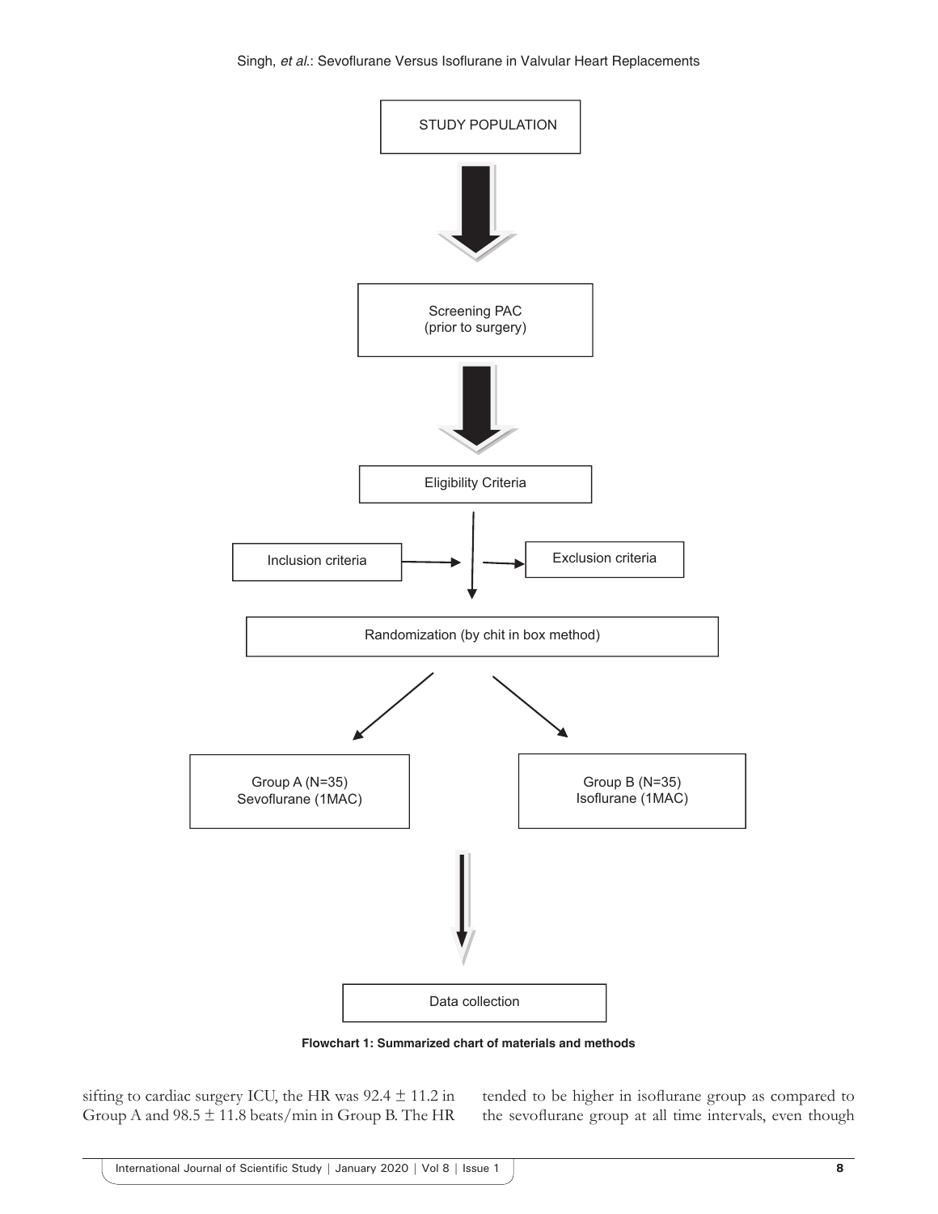STUDY POPULATION

↓

Screening PAC
(prior to surgery)

↓

Eligibility Criteria

Inclusion criteria → ← Exclusion criteria

↓

Randomization (by chit in box method)

↙ ↘

Group A (N=35)
Sevoflurane (1MAC)

Group B (N=35)
Isoflurane (1MAC)

↓

Data collection

**Flowchart 1: Summarized chart of materials and methods**

sifting to cardiac surgery ICU, the HR was 92.4 ± 11.2 in Group A and 98.5 ± 11.8 beats/min in Group B. The HR tended to be higher in isoflurane group as compared to the sevoflurane group at all time intervals, even though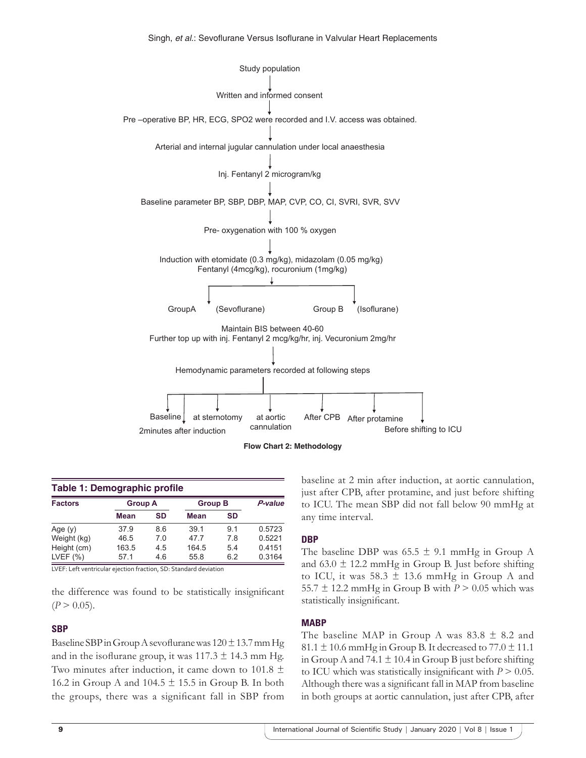Study population

Written and informed consent

Pre –operative BP, HR, ECG, SPO2 were recorded and I.V. access was obtained.

Arterial and internal jugular cannulation under local anaesthesia

Inj. Fentanyl 2 microgram/kg

Baseline parameter BP, SBP, DBP, MAP, CVP, CO, CI, SVRI, SVR, SVV

Pre- oxygenation with 100 % oxygen

Induction with etomidate (0.3 mg/kg), midazolam (0.05 mg/kg) Fentanyl (4mcg/kg), rocuronium (1mg/kg)

GroupA (Sevoflurane) Group B (Isoflurane)

Maintain BIS between 40-60
Further top up with inj. Fentanyl 2 mcg/kg/hr, inj. Vecuronium 2mg/hr

Hemodynamic parameters recorded at following steps

Baseline | 2minutes after induction | at sternotomy | at aortic cannulation | After CPB | After protamine | Before shifting to ICU

**Flow Chart 2: Methodology**

**Table 1: Demographic profile**

| Factors | Group A | | Group B | | *P-value* |
|---|---|---|---|---|---|
| | Mean | SD | Mean | SD | |
| Age (y) | 37.9 | 8.6 | 39.1 | 9.1 | 0.5723 |
| Weight (kg) | 46.5 | 7.0 | 47.7 | 7.8 | 0.5221 |
| Height (cm) | 163.5 | 4.5 | 164.5 | 5.4 | 0.4151 |
| LVEF (%) | 57.1 | 4.6 | 55.8 | 6.2 | 0.3164 |

LVEF: Left ventricular ejection fraction, SD: Standard deviation

the difference was found to be statistically insignificant ($P > 0.05$).

## SBP

Baseline SBP in Group A sevoflurane was 120 ± 13.7 mm Hg and in the isoflurane group, it was 117.3 ± 14.3 mm Hg. Two minutes after induction, it came down to 101.8 ± 16.2 in Group A and 104.5 ± 15.5 in Group B. In both the groups, there was a significant fall in SBP from baseline at 2 min after induction, at aortic cannulation, just after CPB, after protamine, and just before shifting to ICU. The mean SBP did not fall below 90 mmHg at any time interval.

## DBP

The baseline DBP was 65.5 ± 9.1 mmHg in Group A and 63.0 ± 12.2 mmHg in Group B. Just before shifting to ICU, it was 58.3 ± 13.6 mmHg in Group A and 55.7 ± 12.2 mmHg in Group B with $P > 0.05$ which was statistically insignificant.

## MABP

The baseline MAP in Group A was 83.8 ± 8.2 and 81.1 ± 10.6 mmHg in Group B. It decreased to 77.0 ± 11.1 in Group A and 74.1 ± 10.4 in Group B just before shifting to ICU which was statistically insignificant with $P > 0.05$. Although there was a significant fall in MAP from baseline in both groups at aortic cannulation, just after CPB, after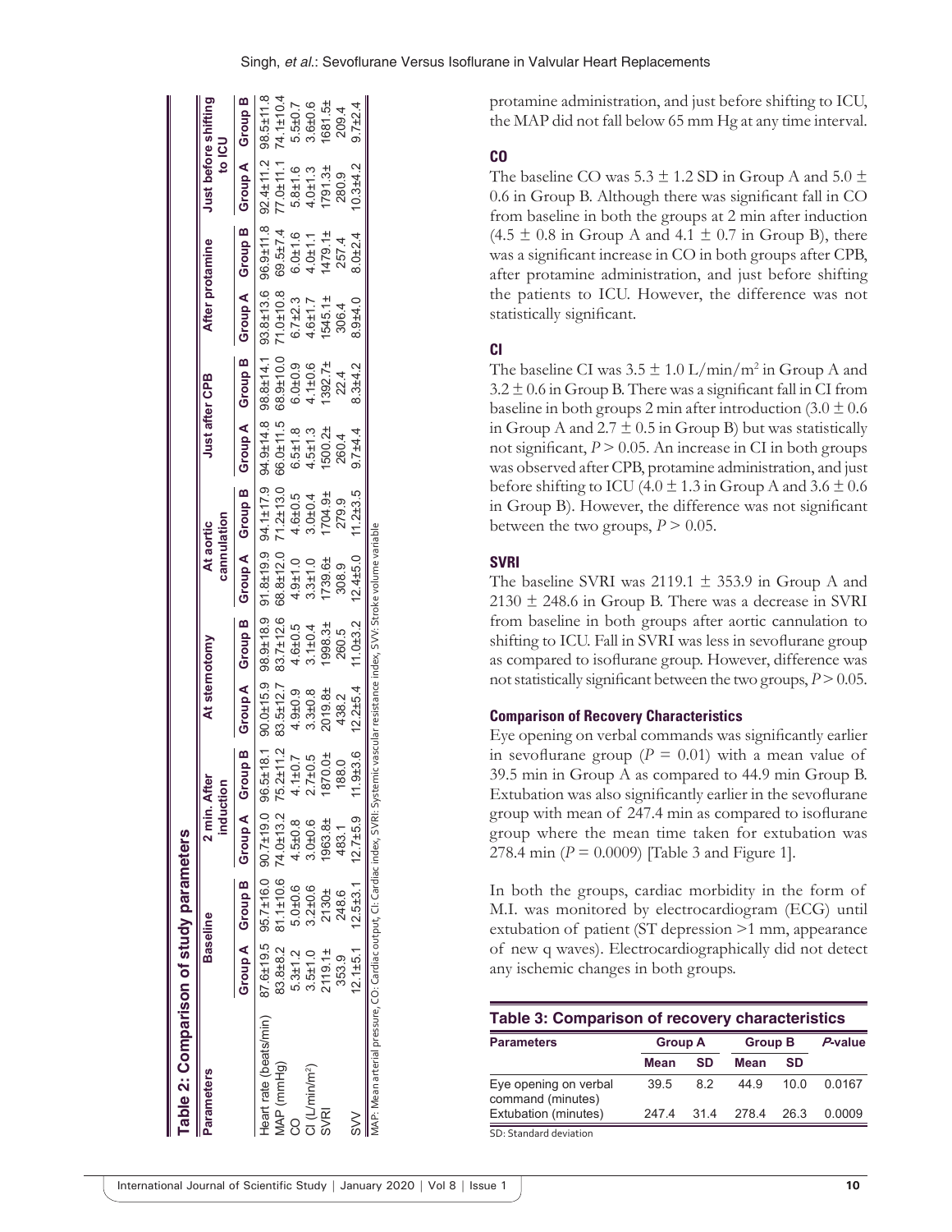**Table 2: Comparison of study parameters**

| Parameters | Baseline | | 2 min. After induction | | At sternotomy | | At aortic cannulation | | Just after CPB | | After protamine | | Just before shifting to ICU | |
|---|---|---|---|---|---|---|---|---|---|---|---|---|---|---|
| | Group A | Group B | Group A | Group B | Group A | Group B | Group A | Group B | Group A | Group B | Group A | Group B | Group A | Group B |
| Heart rate (beats/min) | 87.6±19.5 | 95.7±16.0 | 90.7±19.0 | 96.5±18.1 | 90.0±15.9 | 98.9±18.9 | 91.8±19.9 | 94.1±17.9 | 94.9±14.8 | 98.8±14.1 | 93.8±13.6 | 96.9±11.8 | 92.4±11.2 | 98.5±11.8 |
| MAP (mmHg) | 83.8±8.2 | 81.1±10.6 | 74.0±13.2 | 75.2±11.2 | 83.5±12.7 | 83.7±12.6 | 68.8±12.0 | 71.2±13.0 | 66.0±11.5 | 68.9±10.0 | 71.0±10.8 | 69.5±7.4 | 77.0±11.1 | 74.1±10.4 |
| CO | 5.3±1.2 | 5.0±0.6 | 4.5±0.8 | 4.1±0.7 | 4.9±0.9 | 4.6±0.5 | 4.9±1.0 | 4.6±0.5 | 6.5±1.8 | 6.0±0.9 | 6.7±2.3 | 6.0±1.6 | 5.8±1.6 | 5.5±0.7 |
| CI (L/min/m²) | 3.5±1.0 | 3.2±0.6 | 3.0±0.6 | 2.7±0.5 | 3.3±0.8 | 3.1±0.4 | 3.3±1.0 | 3.0±0.4 | 4.5±1.3 | 4.1±0.6 | 4.6±1.7 | 4.0±1.1 | 4.0±1.3 | 3.6±0.6 |
| SVRI | 2119.1±353.9 | 2130±248.6 | 1963.8±483.1 | 1870.0±188.0 | 2019.8±438.2 | 1998.3±260.5 | 1739.6±308.9 | 1704.9±279.9 | 1500.2±260.4 | 1392.7±22.4 | 1545.1±306.4 | 1479.1±257.4 | 1791.3±280.9 | 1681.5±209.4 |
| SVV | 12.1±5.1 | 12.5±3.1 | 12.7±5.9 | 11.9±3.6 | 12.2±5.4 | 11.0±3.2 | 12.4±5.0 | 11.2±3.5 | 9.7±4.4 | 8.3±4.2 | 8.9±4.0 | 8.0±2.4 | 10.3±4.2 | 9.7±2.4 |

MAP: Mean arterial pressure, CO: Cardiac output, CI: Cardiac index, SVRI: Systemic vascular resistance index, SVV: Stroke volume variable

protamine administration, and just before shifting to ICU, the MAP did not fall below 65 mm Hg at any time interval.

### CO

The baseline CO was 5.3 ± 1.2 SD in Group A and 5.0 ± 0.6 in Group B. Although there was significant fall in CO from baseline in both the groups at 2 min after induction (4.5 ± 0.8 in Group A and 4.1 ± 0.7 in Group B), there was a significant increase in CO in both groups after CPB, after protamine administration, and just before shifting the patients to ICU. However, the difference was not statistically significant.

### CI

The baseline CI was 3.5 ± 1.0 L/min/m² in Group A and 3.2 ± 0.6 in Group B. There was a significant fall in CI from baseline in both groups 2 min after introduction (3.0 ± 0.6 in Group A and 2.7 ± 0.5 in Group B) but was statistically not significant, $P > 0.05$. An increase in CI in both groups was observed after CPB, protamine administration, and just before shifting to ICU (4.0 ± 1.3 in Group A and 3.6 ± 0.6 in Group B). However, the difference was not significant between the two groups, $P > 0.05$.

### SVRI

The baseline SVRI was 2119.1 ± 353.9 in Group A and 2130 ± 248.6 in Group B. There was a decrease in SVRI from baseline in both groups after aortic cannulation to shifting to ICU. Fall in SVRI was less in sevoflurane group as compared to isoflurane group. However, difference was not statistically significant between the two groups, $P > 0.05$.

### Comparison of Recovery Characteristics

Eye opening on verbal commands was significantly earlier in sevoflurane group ($P = 0.01$) with a mean value of 39.5 min in Group A as compared to 44.9 min Group B. Extubation was also significantly earlier in the sevoflurane group with mean of 247.4 min as compared to isoflurane group where the mean time taken for extubation was 278.4 min ($P = 0.0009$) [Table 3 and Figure 1].

In both the groups, cardiac morbidity in the form of M.I. was monitored by electrocardiogram (ECG) until extubation of patient (ST depression >1 mm, appearance of new q waves). Electrocardiographically did not detect any ischemic changes in both groups.

**Table 3: Comparison of recovery characteristics**

| Parameters | Group A | | Group B | | P-value |
|---|---|---|---|---|---|
| | Mean | SD | Mean | SD | |
| Eye opening on verbal command (minutes) | 39.5 | 8.2 | 44.9 | 10.0 | 0.0167 |
| Extubation (minutes) | 247.4 | 31.4 | 278.4 | 26.3 | 0.0009 |

SD: Standard deviation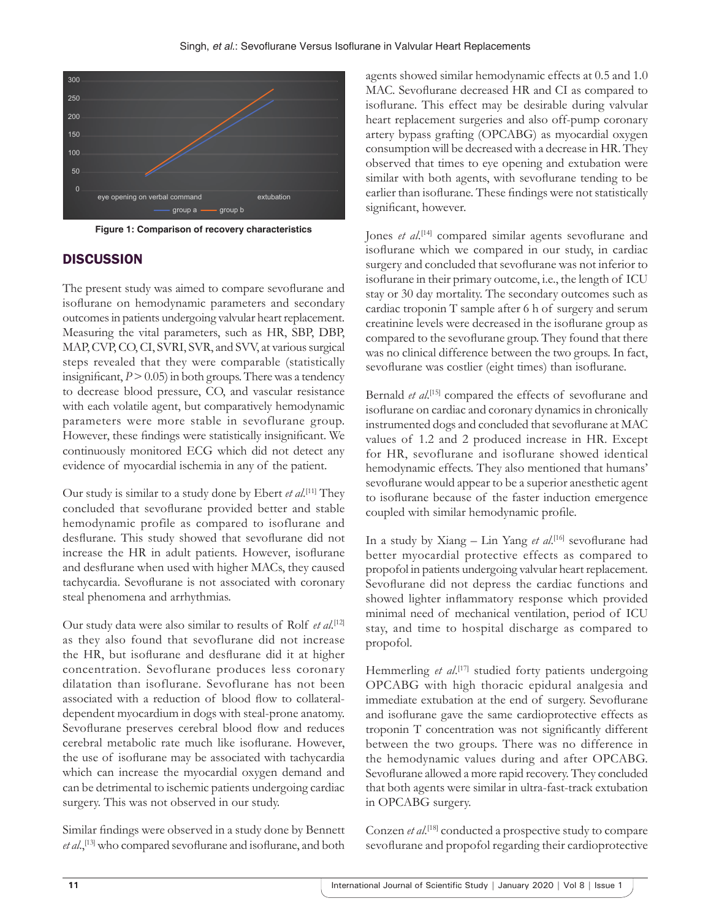Figure 1: Comparison of recovery characteristics

## DISCUSSION

The present study was aimed to compare sevoflurane and isoflurane on hemodynamic parameters and secondary outcomes in patients undergoing valvular heart replacement. Measuring the vital parameters, such as HR, SBP, DBP, MAP, CVP, CO, CI, SVRI, SVR, and SVV, at various surgical steps revealed that they were comparable (statistically insignificant, $P > 0.05$) in both groups. There was a tendency to decrease blood pressure, CO, and vascular resistance with each volatile agent, but comparatively hemodynamic parameters were more stable in sevoflurane group. However, these findings were statistically insignificant. We continuously monitored ECG which did not detect any evidence of myocardial ischemia in any of the patient.

Our study is similar to a study done by Ebert *et al*.[11] They concluded that sevoflurane provided better and stable hemodynamic profile as compared to isoflurane and desflurane. This study showed that sevoflurane did not increase the HR in adult patients. However, isoflurane and desflurane when used with higher MACs, they caused tachycardia. Sevoflurane is not associated with coronary steal phenomena and arrhythmias.

Our study data were also similar to results of Rolf *et al*.[12] as they also found that sevoflurane did not increase the HR, but isoflurane and desflurane did it at higher concentration. Sevoflurane produces less coronary dilatation than isoflurane. Sevoflurane has not been associated with a reduction of blood flow to collateral-dependent myocardium in dogs with steal-prone anatomy. Sevoflurane preserves cerebral blood flow and reduces cerebral metabolic rate much like isoflurane. However, the use of isoflurane may be associated with tachycardia which can increase the myocardial oxygen demand and can be detrimental to ischemic patients undergoing cardiac surgery. This was not observed in our study.

Similar findings were observed in a study done by Bennett *et al*.,[13] who compared sevoflurane and isoflurane, and both agents showed similar hemodynamic effects at 0.5 and 1.0 MAC. Sevoflurane decreased HR and CI as compared to isoflurane. This effect may be desirable during valvular heart replacement surgeries and also off-pump coronary artery bypass grafting (OPCABG) as myocardial oxygen consumption will be decreased with a decrease in HR. They observed that times to eye opening and extubation were similar with both agents, with sevoflurane tending to be earlier than isoflurane. These findings were not statistically significant, however.

Jones *et al*.[14] compared similar agents sevoflurane and isoflurane which we compared in our study, in cardiac surgery and concluded that sevoflurane was not inferior to isoflurane in their primary outcome, i.e., the length of ICU stay or 30 day mortality. The secondary outcomes such as cardiac troponin T sample after 6 h of surgery and serum creatinine levels were decreased in the isoflurane group as compared to the sevoflurane group. They found that there was no clinical difference between the two groups. In fact, sevoflurane was costlier (eight times) than isoflurane.

Bernald *et al*.[15] compared the effects of sevoflurane and isoflurane on cardiac and coronary dynamics in chronically instrumented dogs and concluded that sevoflurane at MAC values of 1.2 and 2 produced increase in HR. Except for HR, sevoflurane and isoflurane showed identical hemodynamic effects. They also mentioned that humans' sevoflurane would appear to be a superior anesthetic agent to isoflurane because of the faster induction emergence coupled with similar hemodynamic profile.

In a study by Xiang – Lin Yang *et al*.[16] sevoflurane had better myocardial protective effects as compared to propofol in patients undergoing valvular heart replacement. Sevoflurane did not depress the cardiac functions and showed lighter inflammatory response which provided minimal need of mechanical ventilation, period of ICU stay, and time to hospital discharge as compared to propofol.

Hemmerling *et al*.[17] studied forty patients undergoing OPCABG with high thoracic epidural analgesia and immediate extubation at the end of surgery. Sevoflurane and isoflurane gave the same cardioprotective effects as troponin T concentration was not significantly different between the two groups. There was no difference in the hemodynamic values during and after OPCABG. Sevoflurane allowed a more rapid recovery. They concluded that both agents were similar in ultra-fast-track extubation in OPCABG surgery.

Conzen *et al*.[18] conducted a prospective study to compare sevoflurane and propofol regarding their cardioprotective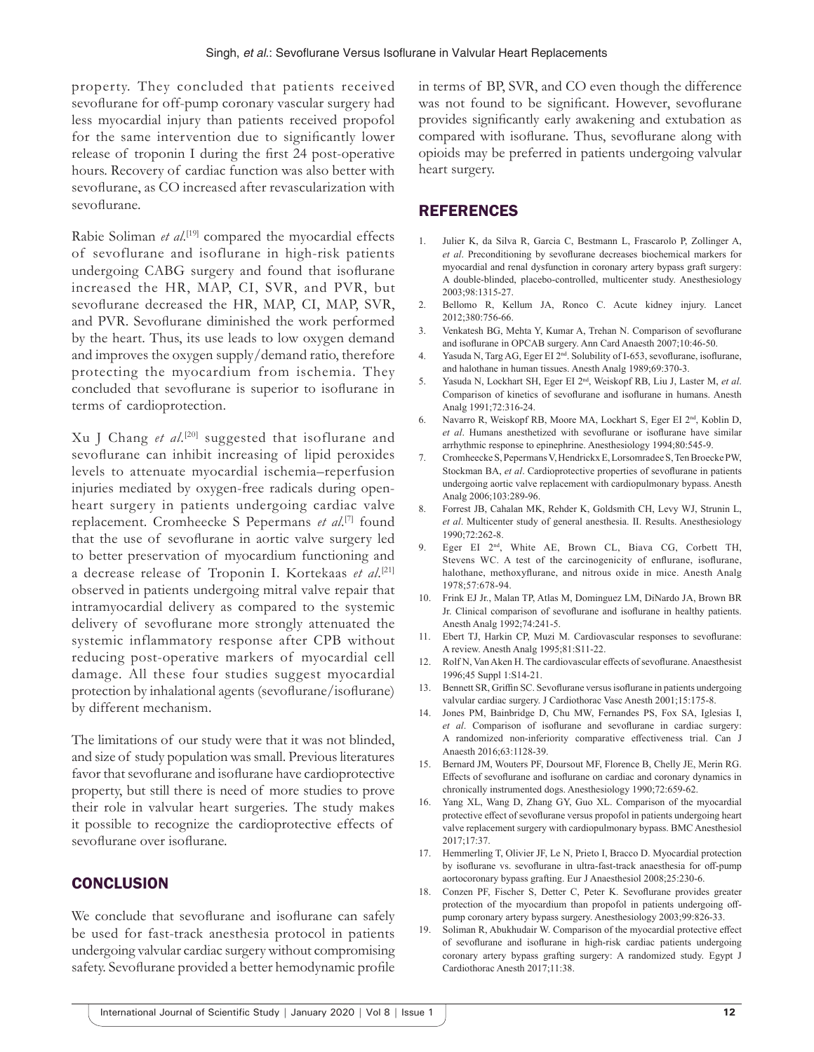property. They concluded that patients received sevoflurane for off-pump coronary vascular surgery had less myocardial injury than patients received propofol for the same intervention due to significantly lower release of troponin I during the first 24 post-operative hours. Recovery of cardiac function was also better with sevoflurane, as CO increased after revascularization with sevoflurane.

Rabie Soliman *et al*.[19] compared the myocardial effects of sevoflurane and isoflurane in high-risk patients undergoing CABG surgery and found that isoflurane increased the HR, MAP, CI, SVR, and PVR, but sevoflurane decreased the HR, MAP, CI, MAP, SVR, and PVR. Sevoflurane diminished the work performed by the heart. Thus, its use leads to low oxygen demand and improves the oxygen supply/demand ratio, therefore protecting the myocardium from ischemia. They concluded that sevoflurane is superior to isoflurane in terms of cardioprotection.

Xu J Chang *et al*.[20] suggested that isoflurane and sevoflurane can inhibit increasing of lipid peroxides levels to attenuate myocardial ischemia–reperfusion injuries mediated by oxygen-free radicals during open-heart surgery in patients undergoing cardiac valve replacement. Cromheecke S Pepermans *et al*.[7] found that the use of sevoflurane in aortic valve surgery led to better preservation of myocardium functioning and a decrease release of Troponin I. Kortekaas *et al*.[21] observed in patients undergoing mitral valve repair that intramyocardial delivery as compared to the systemic delivery of sevoflurane more strongly attenuated the systemic inflammatory response after CPB without reducing post-operative markers of myocardial cell damage. All these four studies suggest myocardial protection by inhalational agents (sevoflurane/isoflurane) by different mechanism.

The limitations of our study were that it was not blinded, and size of study population was small. Previous literatures favor that sevoflurane and isoflurane have cardioprotective property, but still there is need of more studies to prove their role in valvular heart surgeries. The study makes it possible to recognize the cardioprotective effects of sevoflurane over isoflurane.

## CONCLUSION

We conclude that sevoflurane and isoflurane can safely be used for fast-track anesthesia protocol in patients undergoing valvular cardiac surgery without compromising safety. Sevoflurane provided a better hemodynamic profile in terms of BP, SVR, and CO even though the difference was not found to be significant. However, sevoflurane provides significantly early awakening and extubation as compared with isoflurane. Thus, sevoflurane along with opioids may be preferred in patients undergoing valvular heart surgery.

## REFERENCES

1. Julier K, da Silva R, Garcia C, Bestmann L, Frascarolo P, Zollinger A, *et al*. Preconditioning by sevoflurane decreases biochemical markers for myocardial and renal dysfunction in coronary artery bypass graft surgery: A double-blinded, placebo-controlled, multicenter study. Anesthesiology 2003;98:1315-27.
2. Bellomo R, Kellum JA, Ronco C. Acute kidney injury. Lancet 2012;380:756-66.
3. Venkatesh BG, Mehta Y, Kumar A, Trehan N. Comparison of sevoflurane and isoflurane in OPCAB surgery. Ann Card Anaesth 2007;10:46-50.
4. Yasuda N, Targ AG, Eger EI 2nd. Solubility of I-653, sevoflurane, isoflurane, and halothane in human tissues. Anesth Analg 1989;69:370-3.
5. Yasuda N, Lockhart SH, Eger EI 2nd, Weiskopf RB, Liu J, Laster M, *et al*. Comparison of kinetics of sevoflurane and isoflurane in humans. Anesth Analg 1991;72:316-24.
6. Navarro R, Weiskopf RB, Moore MA, Lockhart S, Eger EI 2nd, Koblin D, *et al*. Humans anesthetized with sevoflurane or isoflurane have similar arrhythmic response to epinephrine. Anesthesiology 1994;80:545-9.
7. Cromheecke S, Pepermans V, Hendrickx E, Lorsomradee S, Ten Broecke PW, Stockman BA, *et al*. Cardioprotective properties of sevoflurane in patients undergoing aortic valve replacement with cardiopulmonary bypass. Anesth Analg 2006;103:289-96.
8. Forrest JB, Cahalan MK, Rehder K, Goldsmith CH, Levy WJ, Strunin L, *et al*. Multicenter study of general anesthesia. II. Results. Anesthesiology 1990;72:262-8.
9. Eger EI 2nd, White AE, Brown CL, Biava CG, Corbett TH, Stevens WC. A test of the carcinogenicity of enflurane, isoflurane, halothane, methoxyflurane, and nitrous oxide in mice. Anesth Analg 1978;57:678-94.
10. Frink EJ Jr., Malan TP, Atlas M, Dominguez LM, DiNardo JA, Brown BR Jr. Clinical comparison of sevoflurane and isoflurane in healthy patients. Anesth Analg 1992;74:241-5.
11. Ebert TJ, Harkin CP, Muzi M. Cardiovascular responses to sevoflurane: A review. Anesth Analg 1995;81:S11-22.
12. Rolf N, Van Aken H. The cardiovascular effects of sevoflurane. Anaesthesist 1996;45 Suppl 1:S14-21.
13. Bennett SR, Griffin SC. Sevoflurane versus isoflurane in patients undergoing valvular cardiac surgery. J Cardiothorac Vasc Anesth 2001;15:175-8.
14. Jones PM, Bainbridge D, Chu MW, Fernandes PS, Fox SA, Iglesias I, *et al*. Comparison of isoflurane and sevoflurane in cardiac surgery: A randomized non-inferiority comparative effectiveness trial. Can J Anaesth 2016;63:1128-39.
15. Bernard JM, Wouters PF, Doursout MF, Florence B, Chelly JE, Merin RG. Effects of sevoflurane and isoflurane on cardiac and coronary dynamics in chronically instrumented dogs. Anesthesiology 1990;72:659-62.
16. Yang XL, Wang D, Zhang GY, Guo XL. Comparison of the myocardial protective effect of sevoflurane versus propofol in patients undergoing heart valve replacement surgery with cardiopulmonary bypass. BMC Anesthesiol 2017;17:37.
17. Hemmerling T, Olivier JF, Le N, Prieto I, Bracco D. Myocardial protection by isoflurane vs. sevoflurane in ultra-fast-track anaesthesia for off-pump aortocoronary bypass grafting. Eur J Anaesthesiol 2008;25:230-6.
18. Conzen PF, Fischer S, Detter C, Peter K. Sevoflurane provides greater protection of the myocardium than propofol in patients undergoing off-pump coronary artery bypass surgery. Anesthesiology 2003;99:826-33.
19. Soliman R, Abukhudair W. Comparison of the myocardial protective effect of sevoflurane and isoflurane in high-risk cardiac patients undergoing coronary artery bypass grafting surgery: A randomized study. Egypt J Cardiothorac Anesth 2017;11:38.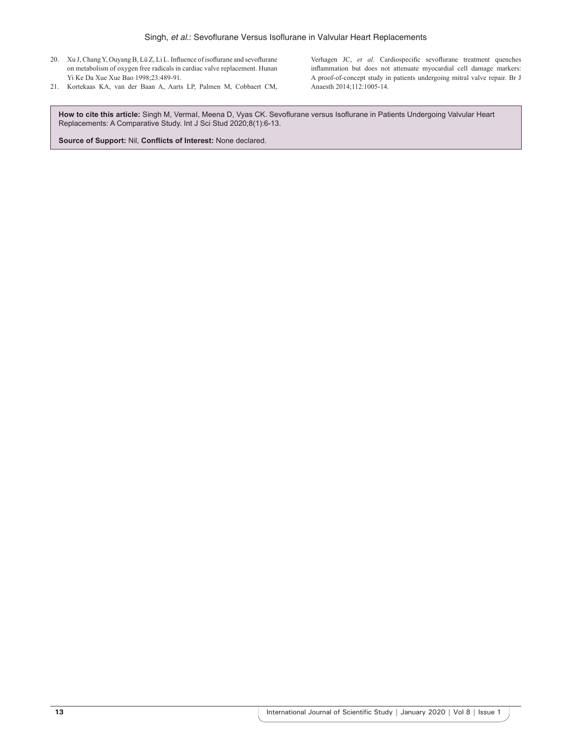20. Xu J, Chang Y, Ouyang B, Lü Z, Li L. Influence of isoflurane and sevoflurane on metabolism of oxygen free radicals in cardiac valve replacement. Hunan Yi Ke Da Xue Xue Bao 1998;23:489-91.
21. Kortekaas KA, van der Baan A, Aarts LP, Palmen M, Cobbaert CM, Verhagen JC, *et al*. Cardiospecific sevoflurane treatment quenches inflammation but does not attenuate myocardial cell damage markers: A proof-of-concept study in patients undergoing mitral valve repair. Br J Anaesth 2014;112:1005-14.

**How to cite this article:** Singh M, VermaI, Meena D, Vyas CK. Sevoflurane versus Isoflurane in Patients Undergoing Valvular Heart Replacements: A Comparative Study. Int J Sci Stud 2020;8(1):6-13.

**Source of Support:** Nil, **Conflicts of Interest:** None declared.